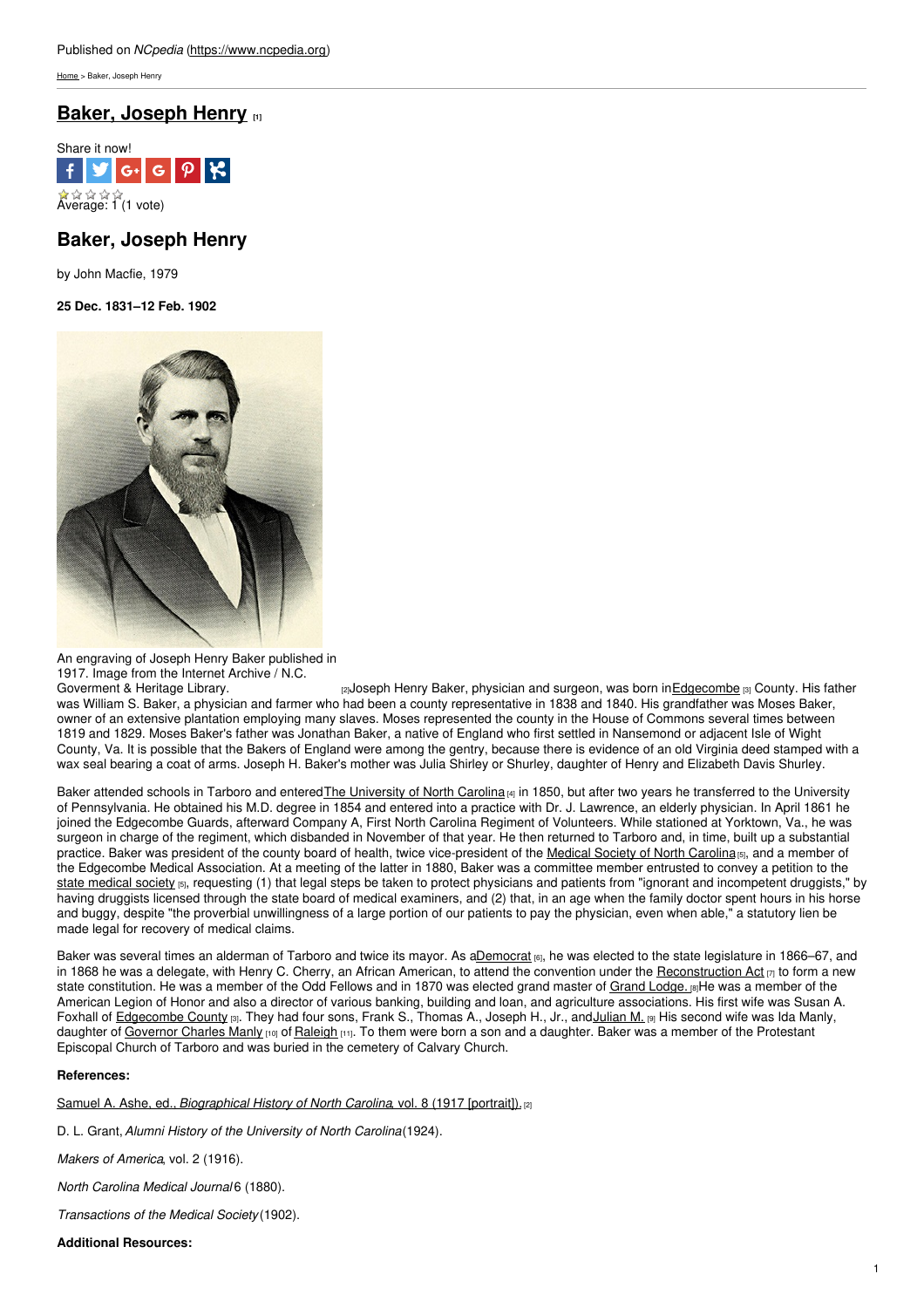Published on *NCpedia* (https://www.ncpedia.org)

Home > Baker, Joseph Henry

# Baker, Joseph Henry [1]

Share it now!

Average: 1 (1 vote)

## Baker, Joseph Henry

by John Macfie, 1979

**25 Dec. 1831–12 Feb. 1902**

An engraving of Joseph Henry Baker published in 1917. Image from the Internet Archive / N.C. Goverment & Heritage Library. [2]

Joseph Henry Baker, physician and surgeon, was born in Edgecombe [3] County. His father was William S. Baker, a physician and farmer who had been a county representative in 1838 and 1840. His grandfather was Moses Baker, owner of an extensive plantation employing many slaves. Moses represented the county in the House of Commons several times between 1819 and 1829. Moses Baker's father was Jonathan Baker, a native of England who first settled in Nansemond or adjacent Isle of Wight County, Va. It is possible that the Bakers of England were among the gentry, because there is evidence of an old Virginia deed stamped with a wax seal bearing a coat of arms. Joseph H. Baker's mother was Julia Shirley or Shurley, daughter of Henry and Elizabeth Davis Shurley.

Baker attended schools in Tarboro and entered The University of North Carolina [4] in 1850, but after two years he transferred to the University of Pennsylvania. He obtained his M.D. degree in 1854 and entered into a practice with Dr. J. Lawrence, an elderly physician. In April 1861 he joined the Edgecombe Guards, afterward Company A, First North Carolina Regiment of Volunteers. While stationed at Yorktown, Va., he was surgeon in charge of the regiment, which disbanded in November of that year. He then returned to Tarboro and, in time, built up a substantial practice. Baker was president of the county board of health, twice vice-president of the Medical Society of North Carolina [5], and a member of the Edgecombe Medical Association. At a meeting of the latter in 1880, Baker was a committee member entrusted to convey a petition to the state medical society [5], requesting (1) that legal steps be taken to protect physicians and patients from "ignorant and incompetent druggists," by having druggists licensed through the state board of medical examiners, and (2) that, in an age when the family doctor spent hours in his horse and buggy, despite "the proverbial unwillingness of a large portion of our patients to pay the physician, even when able," a statutory lien be made legal for recovery of medical claims.

Baker was several times an alderman of Tarboro and twice its mayor. As a Democrat [6], he was elected to the state legislature in 1866–67, and in 1868 he was a delegate, with Henry C. Cherry, an African American, to attend the convention under the Reconstruction Act [7] to form a new state constitution. He was a member of the Odd Fellows and in 1870 was elected grand master of Grand Lodge. [8] He was a member of the American Legion of Honor and also a director of various banking, building and loan, and agriculture associations. His first wife was Susan A. Foxhall of Edgecombe County [3]. They had four sons, Frank S., Thomas A., Joseph H., Jr., and Julian M. [9] His second wife was Ida Manly, daughter of Governor Charles Manly [10] of Raleigh [11]. To them were born a son and a daughter. Baker was a member of the Protestant Episcopal Church of Tarboro and was buried in the cemetery of Calvary Church.

**References:**

Samuel A. Ashe, ed., *Biographical History of North Carolina*, vol. 8 (1917 [portrait]). [2]

D. L. Grant, *Alumni History of the University of North Carolina* (1924).

*Makers of America*, vol. 2 (1916).

*North Carolina Medical Journal* 6 (1880).

*Transactions of the Medical Society* (1902).

**Additional Resources:**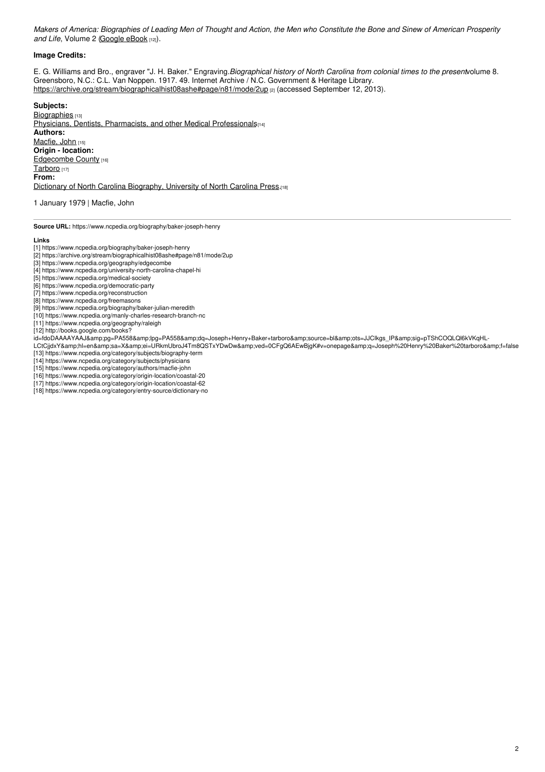*Makers of America: Biographies of Leading Men of Thought and Action, the Men who Constitute the Bone and Sinew of American Prosperity and Life*, Volume 2 (Google eBook [12]).

**Image Credits:**

E. G. Williams and Bro., engraver "J. H. Baker." Engraving.*Biographical history of North Carolina from colonial times to the present*volume 8. Greensboro, N.C.: C.L. Van Noppen. 1917. 49. Internet Archive / N.C. Government & Heritage Library. https://archive.org/stream/biographicalhist08ashe#page/n81/mode/2up [2] (accessed September 12, 2013).

**Subjects:**
Biographies [13]
Physicians, Dentists, Pharmacists, and other Medical Professionals[14]
**Authors:**
Macfie, John [15]
**Origin - location:**
Edgecombe County [16]
Tarboro [17]
**From:**
Dictionary of North Carolina Biography, University of North Carolina Press.[18]

1 January 1979 | Macfie, John

**Source URL:** https://www.ncpedia.org/biography/baker-joseph-henry

**Links**
[1] https://www.ncpedia.org/biography/baker-joseph-henry
[2] https://archive.org/stream/biographicalhist08ashe#page/n81/mode/2up
[3] https://www.ncpedia.org/geography/edgecombe
[4] https://www.ncpedia.org/university-north-carolina-chapel-hi
[5] https://www.ncpedia.org/medical-society
[6] https://www.ncpedia.org/democratic-party
[7] https://www.ncpedia.org/reconstruction
[8] https://www.ncpedia.org/freemasons
[9] https://www.ncpedia.org/biography/baker-julian-meredith
[10] https://www.ncpedia.org/manly-charles-research-branch-nc
[11] https://www.ncpedia.org/geography/raleigh
[12] http://books.google.com/books?id=fdoDAAAAYAAJ&amp;pg=PA558&amp;lpg=PA558&amp;dq=Joseph+Henry+Baker+tarboro&amp;source=bl&amp;ots=JJCIkgs_IP&amp;sig=pTShCOQLQl6kVKqHL-LCtCjjdxY&amp;hl=en&amp;sa=X&amp;ei=URkmUbroJ4Tm8QSTxYDwDw&amp;ved=0CFgQ6AEwBjgK#v=onepage&amp;q=Joseph%20Henry%20Baker%20tarboro&amp;f=false
[13] https://www.ncpedia.org/category/subjects/biography-term
[14] https://www.ncpedia.org/category/subjects/physicians
[15] https://www.ncpedia.org/category/authors/macfie-john
[16] https://www.ncpedia.org/category/origin-location/coastal-20
[17] https://www.ncpedia.org/category/origin-location/coastal-62
[18] https://www.ncpedia.org/category/entry-source/dictionary-no